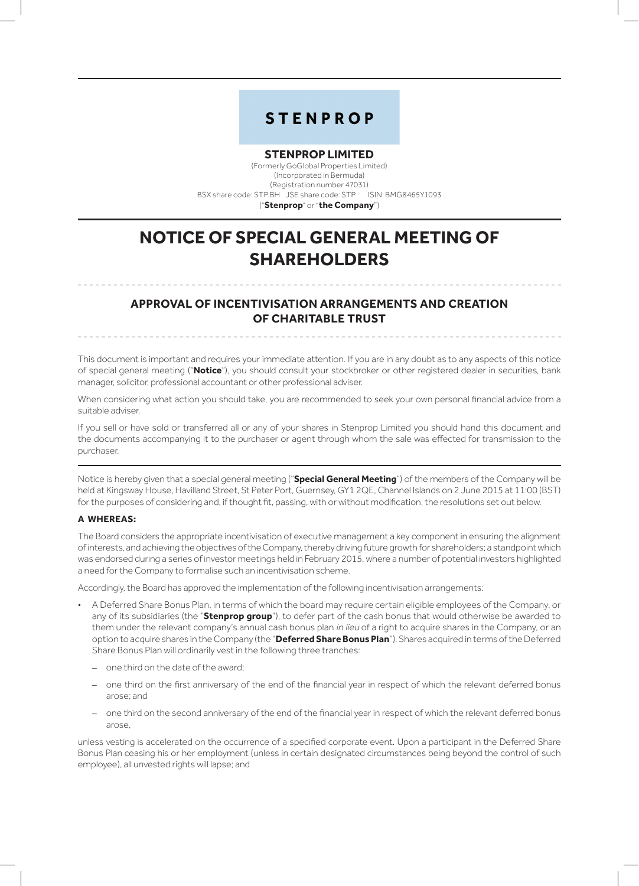**STENPROP**

**STENPROP LIMITED**

(Formerly GoGlobal Properties Limited)
(Incorporated in Bermuda)
(Registration number 47031)
BSX share code: STP.BH JSE share code: STP ISIN: BMG8465Y1093
("**Stenprop**" or "**the Company**")

# NOTICE OF SPECIAL GENERAL MEETING OF SHAREHOLDERS

## APPROVAL OF INCENTIVISATION ARRANGEMENTS AND CREATION OF CHARITABLE TRUST

This document is important and requires your immediate attention. If you are in any doubt as to any aspects of this notice of special general meeting ("**Notice**"), you should consult your stockbroker or other registered dealer in securities, bank manager, solicitor, professional accountant or other professional adviser.

When considering what action you should take, you are recommended to seek your own personal financial advice from a suitable adviser.

If you sell or have sold or transferred all or any of your shares in Stenprop Limited you should hand this document and the documents accompanying it to the purchaser or agent through whom the sale was effected for transmission to the purchaser.

---

Notice is hereby given that a special general meeting ("**Special General Meeting**") of the members of the Company will be held at Kingsway House, Havilland Street, St Peter Port, Guernsey, GY1 2QE, Channel Islands on 2 June 2015 at 11:00 (BST) for the purposes of considering and, if thought fit, passing, with or without modification, the resolutions set out below.

**A WHEREAS:**

The Board considers the appropriate incentivisation of executive management a key component in ensuring the alignment of interests, and achieving the objectives of the Company, thereby driving future growth for shareholders; a standpoint which was endorsed during a series of investor meetings held in February 2015, where a number of potential investors highlighted a need for the Company to formalise such an incentivisation scheme.

Accordingly, the Board has approved the implementation of the following incentivisation arrangements:

- A Deferred Share Bonus Plan, in terms of which the board may require certain eligible employees of the Company, or any of its subsidiaries (the "**Stenprop group**"), to defer part of the cash bonus that would otherwise be awarded to them under the relevant company's annual cash bonus plan *in lieu* of a right to acquire shares in the Company, or an option to acquire shares in the Company (the "**Deferred Share Bonus Plan**"). Shares acquired in terms of the Deferred Share Bonus Plan will ordinarily vest in the following three tranches:
  - one third on the date of the award;
  - one third on the first anniversary of the end of the financial year in respect of which the relevant deferred bonus arose; and
  - one third on the second anniversary of the end of the financial year in respect of which the relevant deferred bonus arose,

unless vesting is accelerated on the occurrence of a specified corporate event. Upon a participant in the Deferred Share Bonus Plan ceasing his or her employment (unless in certain designated circumstances being beyond the control of such employee), all unvested rights will lapse; and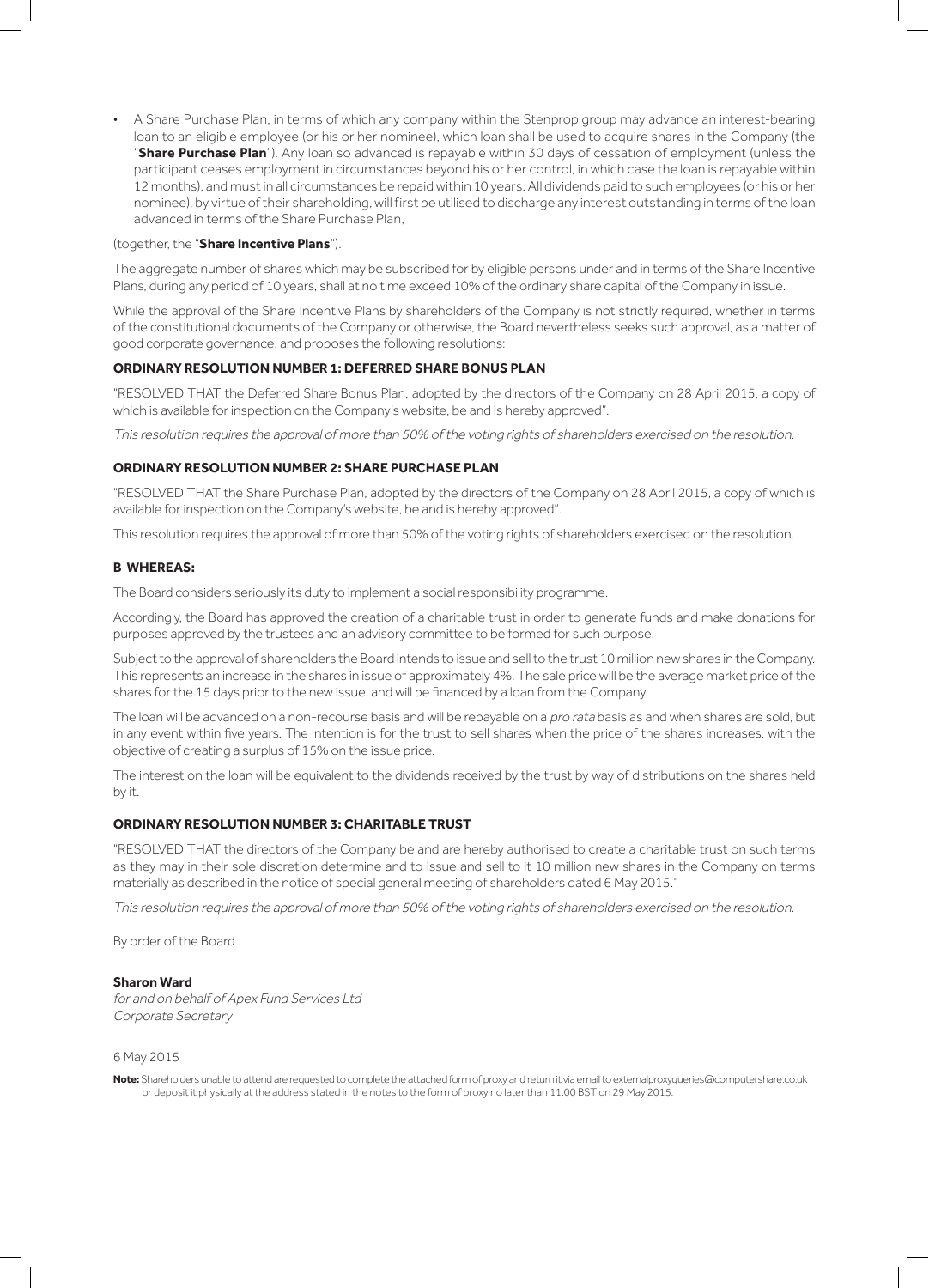- A Share Purchase Plan, in terms of which any company within the Stenprop group may advance an interest-bearing loan to an eligible employee (or his or her nominee), which loan shall be used to acquire shares in the Company (the "**Share Purchase Plan**"). Any loan so advanced is repayable within 30 days of cessation of employment (unless the participant ceases employment in circumstances beyond his or her control, in which case the loan is repayable within 12 months), and must in all circumstances be repaid within 10 years. All dividends paid to such employees (or his or her nominee), by virtue of their shareholding, will first be utilised to discharge any interest outstanding in terms of the loan advanced in terms of the Share Purchase Plan,

(together, the "**Share Incentive Plans**").

The aggregate number of shares which may be subscribed for by eligible persons under and in terms of the Share Incentive Plans, during any period of 10 years, shall at no time exceed 10% of the ordinary share capital of the Company in issue.

While the approval of the Share Incentive Plans by shareholders of the Company is not strictly required, whether in terms of the constitutional documents of the Company or otherwise, the Board nevertheless seeks such approval, as a matter of good corporate governance, and proposes the following resolutions:

**ORDINARY RESOLUTION NUMBER 1: DEFERRED SHARE BONUS PLAN**

"RESOLVED THAT the Deferred Share Bonus Plan, adopted by the directors of the Company on 28 April 2015, a copy of which is available for inspection on the Company's website, be and is hereby approved".

*This resolution requires the approval of more than 50% of the voting rights of shareholders exercised on the resolution.*

**ORDINARY RESOLUTION NUMBER 2: SHARE PURCHASE PLAN**

"RESOLVED THAT the Share Purchase Plan, adopted by the directors of the Company on 28 April 2015, a copy of which is available for inspection on the Company's website, be and is hereby approved".

This resolution requires the approval of more than 50% of the voting rights of shareholders exercised on the resolution.

**B WHEREAS:**

The Board considers seriously its duty to implement a social responsibility programme.

Accordingly, the Board has approved the creation of a charitable trust in order to generate funds and make donations for purposes approved by the trustees and an advisory committee to be formed for such purpose.

Subject to the approval of shareholders the Board intends to issue and sell to the trust 10 million new shares in the Company. This represents an increase in the shares in issue of approximately 4%. The sale price will be the average market price of the shares for the 15 days prior to the new issue, and will be financed by a loan from the Company.

The loan will be advanced on a non-recourse basis and will be repayable on a *pro rata* basis as and when shares are sold, but in any event within five years. The intention is for the trust to sell shares when the price of the shares increases, with the objective of creating a surplus of 15% on the issue price.

The interest on the loan will be equivalent to the dividends received by the trust by way of distributions on the shares held by it.

**ORDINARY RESOLUTION NUMBER 3: CHARITABLE TRUST**

"RESOLVED THAT the directors of the Company be and are hereby authorised to create a charitable trust on such terms as they may in their sole discretion determine and to issue and sell to it 10 million new shares in the Company on terms materially as described in the notice of special general meeting of shareholders dated 6 May 2015."

*This resolution requires the approval of more than 50% of the voting rights of shareholders exercised on the resolution.*

By order of the Board

**Sharon Ward**
*for and on behalf of Apex Fund Services Ltd*
*Corporate Secretary*

6 May 2015

**Note:** Shareholders unable to attend are requested to complete the attached form of proxy and return it via email to externalproxyqueries@computershare.co.uk or deposit it physically at the address stated in the notes to the form of proxy no later than 11.00 BST on 29 May 2015.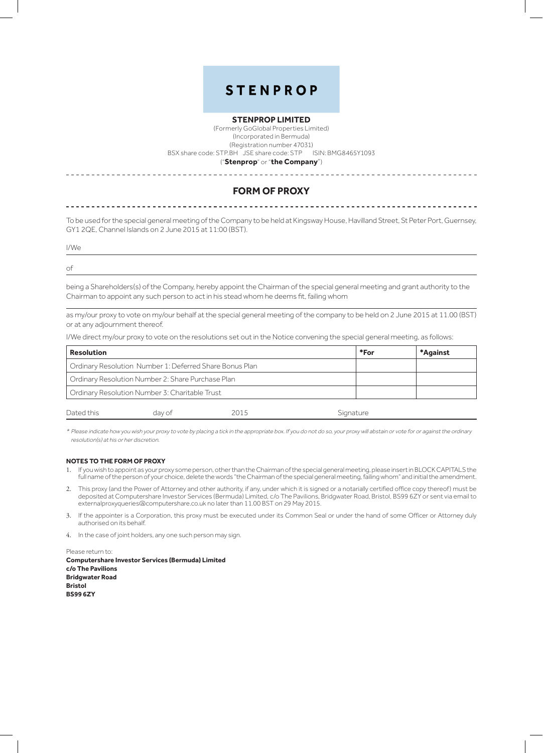# STENPROP

**STENPROP LIMITED**
(Formerly GoGlobal Properties Limited)
(Incorporated in Bermuda)
(Registration number 47031)
BSX share code: STP.BH JSE share code: STP ISIN: BMG8465Y1093
("**Stenprop**" or "**the Company**")

## FORM OF PROXY

To be used for the special general meeting of the Company to be held at Kingsway House, Havilland Street, St Peter Port, Guernsey, GY1 2QE, Channel Islands on 2 June 2015 at 11:00 (BST).

I/We ____________________________________________

of ____________________________________________

being a Shareholders(s) of the Company, hereby appoint the Chairman of the special general meeting and grant authority to the Chairman to appoint any such person to act in his stead whom he deems fit, failing whom

____________________________________________

as my/our proxy to vote on my/our behalf at the special general meeting of the company to be held on 2 June 2015 at 11.00 (BST) or at any adjournment thereof.

I/We direct my/our proxy to vote on the resolutions set out in the Notice convening the special general meeting, as follows:

| Resolution | *For | *Against |
|---|---|---|
| Ordinary Resolution Number 1: Deferred Share Bonus Plan | | |
| Ordinary Resolution Number 2: Share Purchase Plan | | |
| Ordinary Resolution Number 3: Charitable Trust | | |

Dated this ________ day of ________ 2015 Signature ____________________

*\* Please indicate how you wish your proxy to vote by placing a tick in the appropriate box. If you do not do so, your proxy will abstain or vote for or against the ordinary resolution(s) at his or her discretion.*

**NOTES TO THE FORM OF PROXY**

1. If you wish to appoint as your proxy some person, other than the Chairman of the special general meeting, please insert in BLOCK CAPITALS the full name of the person of your choice, delete the words "the Chairman of the special general meeting, failing whom" and initial the amendment.
2. This proxy (and the Power of Attorney and other authority, if any, under which it is signed or a notarially certified office copy thereof) must be deposited at Computershare Investor Services (Bermuda) Limited, c/o The Pavilions, Bridgwater Road, Bristol, BS99 6ZY or sent via email to externalproxyqueries@computershare.co.uk no later than 11.00 BST on 29 May 2015.
3. If the appointer is a Corporation, this proxy must be executed under its Common Seal or under the hand of some Officer or Attorney duly authorised on its behalf.
4. In the case of joint holders, any one such person may sign.

Please return to:
**Computershare Investor Services (Bermuda) Limited**
**c/o The Pavilions**
**Bridgwater Road**
**Bristol**
**BS99 6ZY**